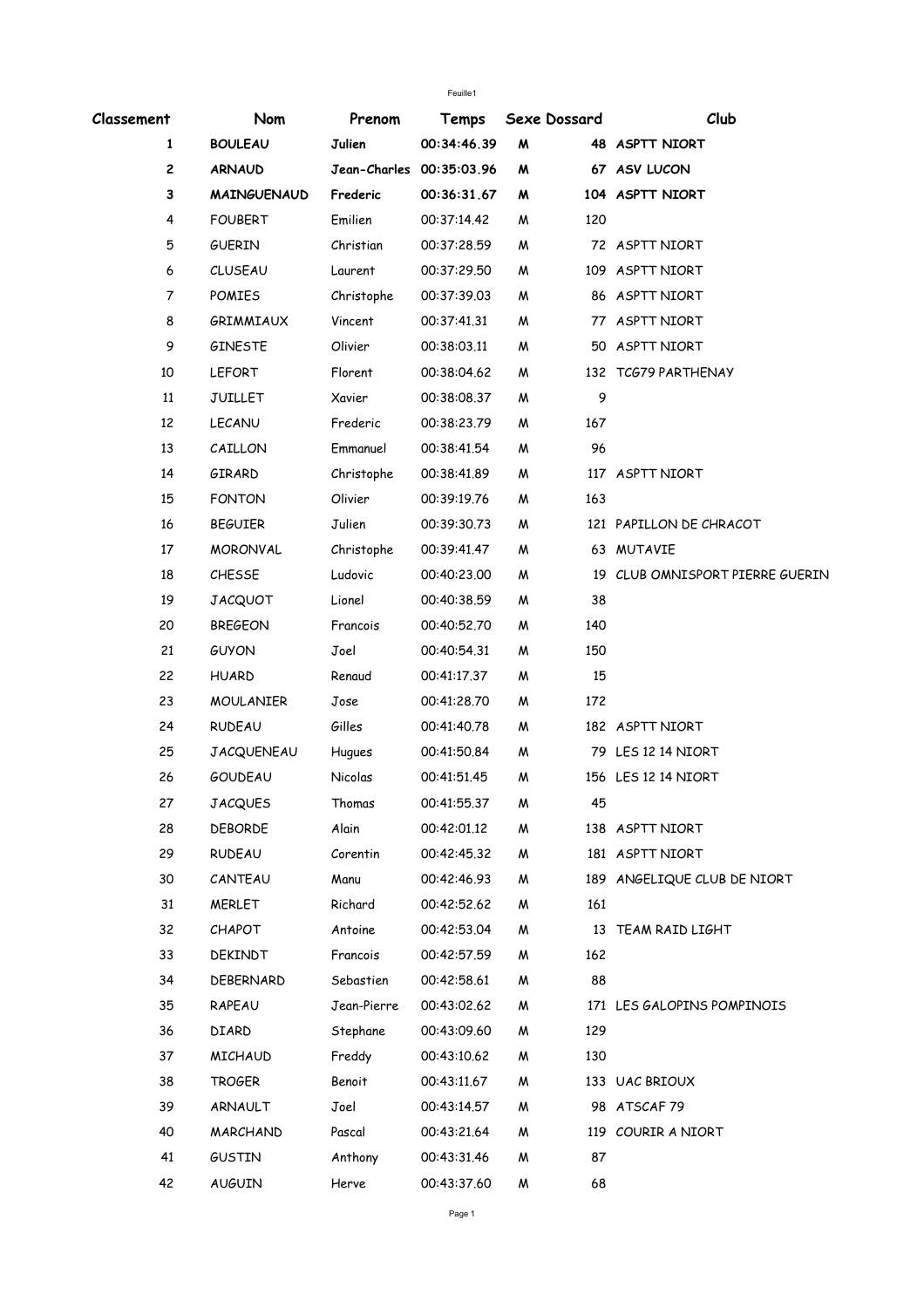| Classement | Nom | Prenom | Temps | Sexe | Dossard | Club |
|---|---|---|---|---|---|---|
| 1 | **BOULEAU** | **Julien** | **00:34:46.39** | **M** | **48** | **ASPTT NIORT** |
| 2 | **ARNAUD** | **Jean-Charles** | **00:35:03.96** | **M** | **67** | **ASV LUCON** |
| 3 | **MAINGUENAUD** | **Frederic** | **00:36:31.67** | **M** | **104** | **ASPTT NIORT** |
| 4 | FOUBERT | Emilien | 00:37:14.42 | M | 120 | |
| 5 | GUERIN | Christian | 00:37:28.59 | M | 72 | ASPTT NIORT |
| 6 | CLUSEAU | Laurent | 00:37:29.50 | M | 109 | ASPTT NIORT |
| 7 | POMIES | Christophe | 00:37:39.03 | M | 86 | ASPTT NIORT |
| 8 | GRIMMIAUX | Vincent | 00:37:41.31 | M | 77 | ASPTT NIORT |
| 9 | GINESTE | Olivier | 00:38:03.11 | M | 50 | ASPTT NIORT |
| 10 | LEFORT | Florent | 00:38:04.62 | M | 132 | TCG79 PARTHENAY |
| 11 | JUILLET | Xavier | 00:38:08.37 | M | 9 | |
| 12 | LECANU | Frederic | 00:38:23.79 | M | 167 | |
| 13 | CAILLON | Emmanuel | 00:38:41.54 | M | 96 | |
| 14 | GIRARD | Christophe | 00:38:41.89 | M | 117 | ASPTT NIORT |
| 15 | FONTON | Olivier | 00:39:19.76 | M | 163 | |
| 16 | BEGUIER | Julien | 00:39:30.73 | M | 121 | PAPILLON DE CHRACOT |
| 17 | MORONVAL | Christophe | 00:39:41.47 | M | 63 | MUTAVIE |
| 18 | CHESSE | Ludovic | 00:40:23.00 | M | 19 | CLUB OMNISPORT PIERRE GUERIN |
| 19 | JACQUOT | Lionel | 00:40:38.59 | M | 38 | |
| 20 | BREGEON | Francois | 00:40:52.70 | M | 140 | |
| 21 | GUYON | Joel | 00:40:54.31 | M | 150 | |
| 22 | HUARD | Renaud | 00:41:17.37 | M | 15 | |
| 23 | MOULANIER | Jose | 00:41:28.70 | M | 172 | |
| 24 | RUDEAU | Gilles | 00:41:40.78 | M | 182 | ASPTT NIORT |
| 25 | JACQUENEAU | Hugues | 00:41:50.84 | M | 79 | LES 12 14 NIORT |
| 26 | GOUDEAU | Nicolas | 00:41:51.45 | M | 156 | LES 12 14 NIORT |
| 27 | JACQUES | Thomas | 00:41:55.37 | M | 45 | |
| 28 | DEBORDE | Alain | 00:42:01.12 | M | 138 | ASPTT NIORT |
| 29 | RUDEAU | Corentin | 00:42:45.32 | M | 181 | ASPTT NIORT |
| 30 | CANTEAU | Manu | 00:42:46.93 | M | 189 | ANGELIQUE CLUB DE NIORT |
| 31 | MERLET | Richard | 00:42:52.62 | M | 161 | |
| 32 | CHAPOT | Antoine | 00:42:53.04 | M | 13 | TEAM RAID LIGHT |
| 33 | DEKINDT | Francois | 00:42:57.59 | M | 162 | |
| 34 | DEBERNARD | Sebastien | 00:42:58.61 | M | 88 | |
| 35 | RAPEAU | Jean-Pierre | 00:43:02.62 | M | 171 | LES GALOPINS POMPINOIS |
| 36 | DIARD | Stephane | 00:43:09.60 | M | 129 | |
| 37 | MICHAUD | Freddy | 00:43:10.62 | M | 130 | |
| 38 | TROGER | Benoit | 00:43:11.67 | M | 133 | UAC BRIOUX |
| 39 | ARNAULT | Joel | 00:43:14.57 | M | 98 | ATSCAF 79 |
| 40 | MARCHAND | Pascal | 00:43:21.64 | M | 119 | COURIR A NIORT |
| 41 | GUSTIN | Anthony | 00:43:31.46 | M | 87 | |
| 42 | AUGUIN | Herve | 00:43:37.60 | M | 68 | |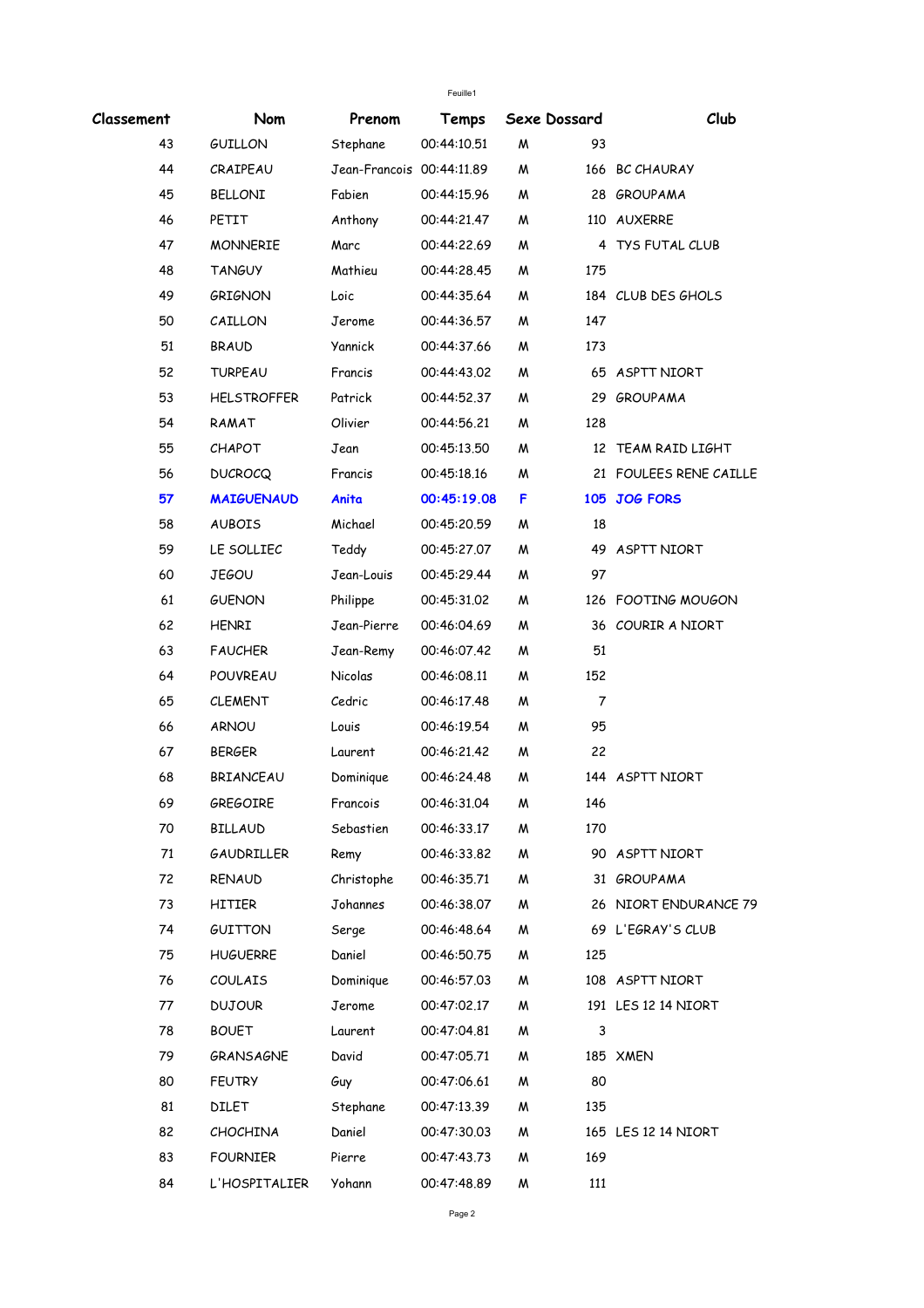| Classement | Nom | Prenom | Temps | Sexe | Dossard | Club |
|---|---|---|---|---|---|---|
| 43 | GUILLON | Stephane | 00:44:10.51 | M | 93 | |
| 44 | CRAIPEAU | Jean-Francois | 00:44:11.89 | M | 166 | BC CHAURAY |
| 45 | BELLONI | Fabien | 00:44:15.96 | M | 28 | GROUPAMA |
| 46 | PETIT | Anthony | 00:44:21.47 | M | 110 | AUXERRE |
| 47 | MONNERIE | Marc | 00:44:22.69 | M | 4 | TYS FUTAL CLUB |
| 48 | TANGUY | Mathieu | 00:44:28.45 | M | 175 | |
| 49 | GRIGNON | Loic | 00:44:35.64 | M | 184 | CLUB DES GHOLS |
| 50 | CAILLON | Jerome | 00:44:36.57 | M | 147 | |
| 51 | BRAUD | Yannick | 00:44:37.66 | M | 173 | |
| 52 | TURPEAU | Francis | 00:44:43.02 | M | 65 | ASPTT NIORT |
| 53 | HELSTROFFER | Patrick | 00:44:52.37 | M | 29 | GROUPAMA |
| 54 | RAMAT | Olivier | 00:44:56.21 | M | 128 | |
| 55 | CHAPOT | Jean | 00:45:13.50 | M | 12 | TEAM RAID LIGHT |
| 56 | DUCROCQ | Francis | 00:45:18.16 | M | 21 | FOULEES RENE CAILLE |
| **57** | **MAIGUENAUD** | **Anita** | **00:45:19.08** | **F** | **105** | **JOG FORS** |
| 58 | AUBOIS | Michael | 00:45:20.59 | M | 18 | |
| 59 | LE SOLLIEC | Teddy | 00:45:27.07 | M | 49 | ASPTT NIORT |
| 60 | JEGOU | Jean-Louis | 00:45:29.44 | M | 97 | |
| 61 | GUENON | Philippe | 00:45:31.02 | M | 126 | FOOTING MOUGON |
| 62 | HENRI | Jean-Pierre | 00:46:04.69 | M | 36 | COURIR A NIORT |
| 63 | FAUCHER | Jean-Remy | 00:46:07.42 | M | 51 | |
| 64 | POUVREAU | Nicolas | 00:46:08.11 | M | 152 | |
| 65 | CLEMENT | Cedric | 00:46:17.48 | M | 7 | |
| 66 | ARNOU | Louis | 00:46:19.54 | M | 95 | |
| 67 | BERGER | Laurent | 00:46:21.42 | M | 22 | |
| 68 | BRIANCEAU | Dominique | 00:46:24.48 | M | 144 | ASPTT NIORT |
| 69 | GREGOIRE | Francois | 00:46:31.04 | M | 146 | |
| 70 | BILLAUD | Sebastien | 00:46:33.17 | M | 170 | |
| 71 | GAUDRILLER | Remy | 00:46:33.82 | M | 90 | ASPTT NIORT |
| 72 | RENAUD | Christophe | 00:46:35.71 | M | 31 | GROUPAMA |
| 73 | HITIER | Johannes | 00:46:38.07 | M | 26 | NIORT ENDURANCE 79 |
| 74 | GUITTON | Serge | 00:46:48.64 | M | 69 | L'EGRAY'S CLUB |
| 75 | HUGUERRE | Daniel | 00:46:50.75 | M | 125 | |
| 76 | COULAIS | Dominique | 00:46:57.03 | M | 108 | ASPTT NIORT |
| 77 | DUJOUR | Jerome | 00:47:02.17 | M | 191 | LES 12 14 NIORT |
| 78 | BOUET | Laurent | 00:47:04.81 | M | 3 | |
| 79 | GRANSAGNE | David | 00:47:05.71 | M | 185 | XMEN |
| 80 | FEUTRY | Guy | 00:47:06.61 | M | 80 | |
| 81 | DILET | Stephane | 00:47:13.39 | M | 135 | |
| 82 | CHOCHINA | Daniel | 00:47:30.03 | M | 165 | LES 12 14 NIORT |
| 83 | FOURNIER | Pierre | 00:47:43.73 | M | 169 | |
| 84 | L'HOSPITALIER | Yohann | 00:47:48.89 | M | 111 | |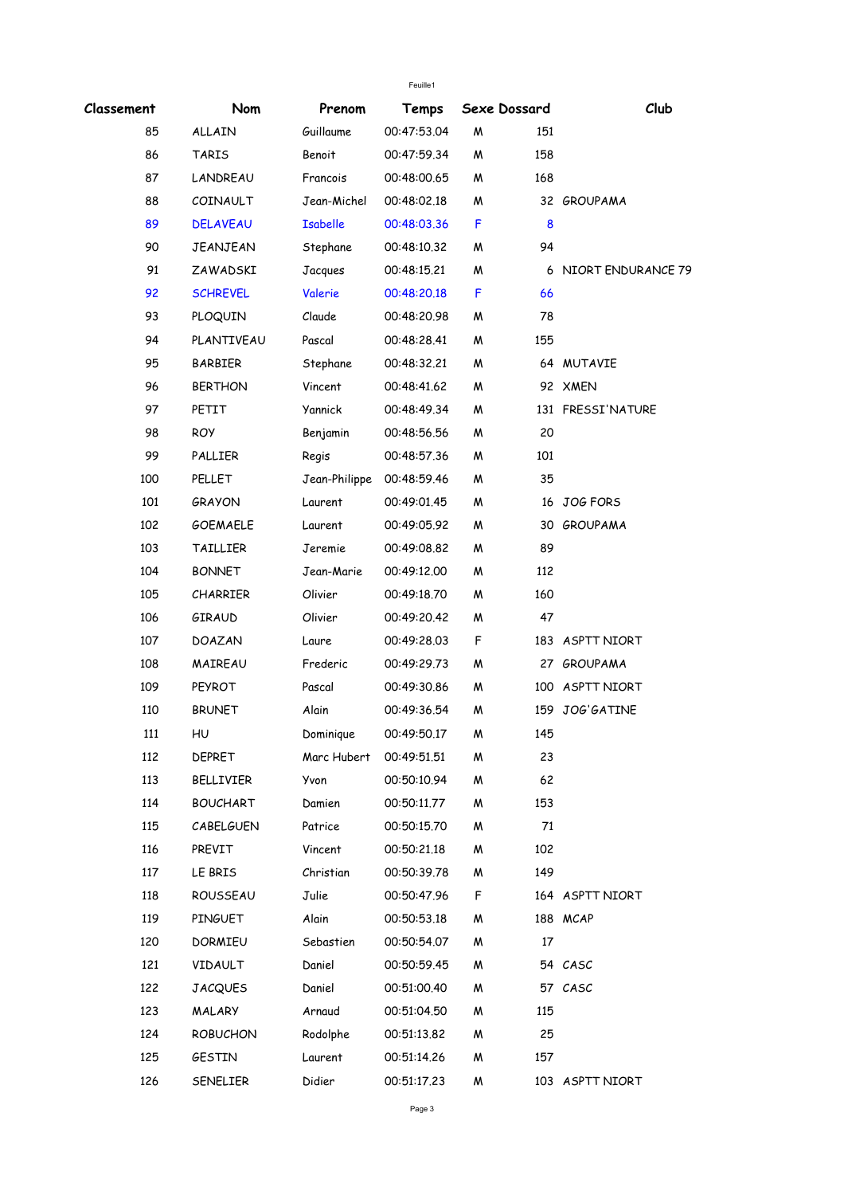| Classement | Nom | Prenom | Temps | Sexe | Dossard | Club |
|---|---|---|---|---|---|---|
| 85 | ALLAIN | Guillaume | 00:47:53.04 | M | 151 | |
| 86 | TARIS | Benoit | 00:47:59.34 | M | 158 | |
| 87 | LANDREAU | Francois | 00:48:00.65 | M | 168 | |
| 88 | COINAULT | Jean-Michel | 00:48:02.18 | M | 32 | GROUPAMA |
| 89 | DELAVEAU | Isabelle | 00:48:03.36 | F | 8 | |
| 90 | JEANJEAN | Stephane | 00:48:10.32 | M | 94 | |
| 91 | ZAWADSKI | Jacques | 00:48:15.21 | M | 6 | NIORT ENDURANCE 79 |
| 92 | SCHREVEL | Valerie | 00:48:20.18 | F | 66 | |
| 93 | PLOQUIN | Claude | 00:48:20.98 | M | 78 | |
| 94 | PLANTIVEAU | Pascal | 00:48:28.41 | M | 155 | |
| 95 | BARBIER | Stephane | 00:48:32.21 | M | 64 | MUTAVIE |
| 96 | BERTHON | Vincent | 00:48:41.62 | M | 92 | XMEN |
| 97 | PETIT | Yannick | 00:48:49.34 | M | 131 | FRESSI'NATURE |
| 98 | ROY | Benjamin | 00:48:56.56 | M | 20 | |
| 99 | PALLIER | Regis | 00:48:57.36 | M | 101 | |
| 100 | PELLET | Jean-Philippe | 00:48:59.46 | M | 35 | |
| 101 | GRAYON | Laurent | 00:49:01.45 | M | 16 | JOG FORS |
| 102 | GOEMAELE | Laurent | 00:49:05.92 | M | 30 | GROUPAMA |
| 103 | TAILLIER | Jeremie | 00:49:08.82 | M | 89 | |
| 104 | BONNET | Jean-Marie | 00:49:12.00 | M | 112 | |
| 105 | CHARRIER | Olivier | 00:49:18.70 | M | 160 | |
| 106 | GIRAUD | Olivier | 00:49:20.42 | M | 47 | |
| 107 | DOAZAN | Laure | 00:49:28.03 | F | 183 | ASPTT NIORT |
| 108 | MAIREAU | Frederic | 00:49:29.73 | M | 27 | GROUPAMA |
| 109 | PEYROT | Pascal | 00:49:30.86 | M | 100 | ASPTT NIORT |
| 110 | BRUNET | Alain | 00:49:36.54 | M | 159 | JOG'GATINE |
| 111 | HU | Dominique | 00:49:50.17 | M | 145 | |
| 112 | DEPRET | Marc Hubert | 00:49:51.51 | M | 23 | |
| 113 | BELLIVIER | Yvon | 00:50:10.94 | M | 62 | |
| 114 | BOUCHART | Damien | 00:50:11.77 | M | 153 | |
| 115 | CABELGUEN | Patrice | 00:50:15.70 | M | 71 | |
| 116 | PREVIT | Vincent | 00:50:21.18 | M | 102 | |
| 117 | LE BRIS | Christian | 00:50:39.78 | M | 149 | |
| 118 | ROUSSEAU | Julie | 00:50:47.96 | F | 164 | ASPTT NIORT |
| 119 | PINGUET | Alain | 00:50:53.18 | M | 188 | MCAP |
| 120 | DORMIEU | Sebastien | 00:50:54.07 | M | 17 | |
| 121 | VIDAULT | Daniel | 00:50:59.45 | M | 54 | CASC |
| 122 | JACQUES | Daniel | 00:51:00.40 | M | 57 | CASC |
| 123 | MALARY | Arnaud | 00:51:04.50 | M | 115 | |
| 124 | ROBUCHON | Rodolphe | 00:51:13.82 | M | 25 | |
| 125 | GESTIN | Laurent | 00:51:14.26 | M | 157 | |
| 126 | SENELIER | Didier | 00:51:17.23 | M | 103 | ASPTT NIORT |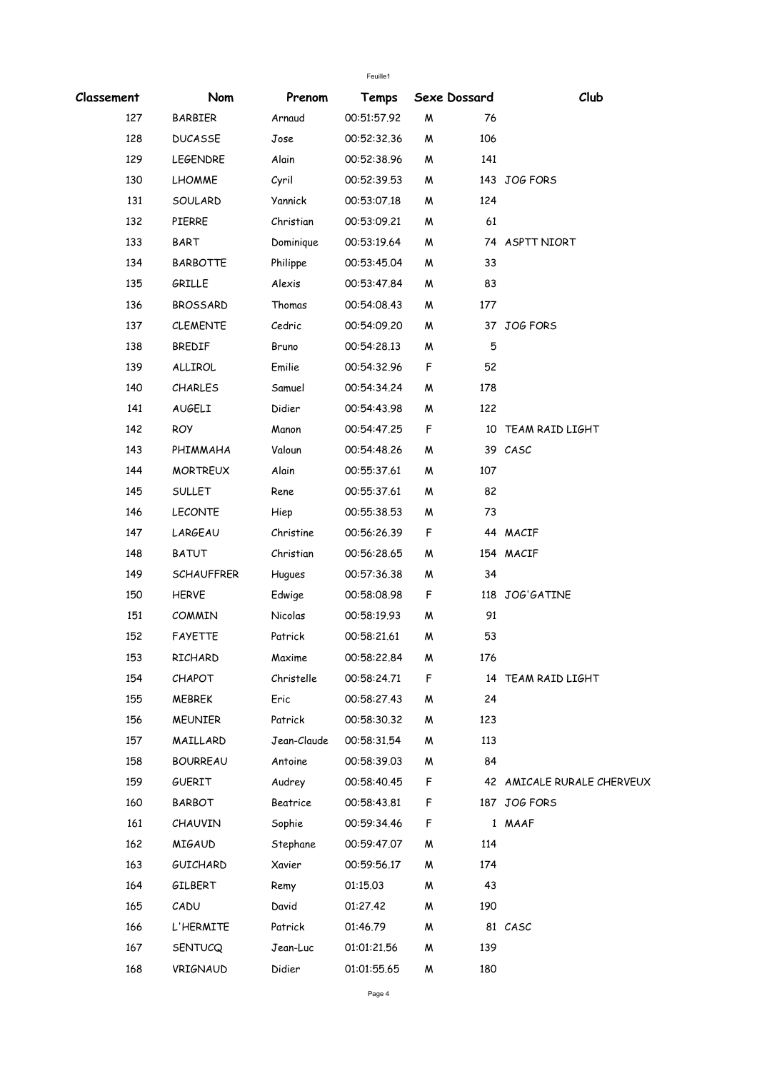| Classement | Nom | Prenom | Temps | Sexe | Dossard | Club |
|---|---|---|---|---|---|---|
| 127 | BARBIER | Arnaud | 00:51:57.92 | M | 76 | |
| 128 | DUCASSE | Jose | 00:52:32.36 | M | 106 | |
| 129 | LEGENDRE | Alain | 00:52:38.96 | M | 141 | |
| 130 | LHOMME | Cyril | 00:52:39.53 | M | 143 | JOG FORS |
| 131 | SOULARD | Yannick | 00:53:07.18 | M | 124 | |
| 132 | PIERRE | Christian | 00:53:09.21 | M | 61 | |
| 133 | BART | Dominique | 00:53:19.64 | M | 74 | ASPTT NIORT |
| 134 | BARBOTTE | Philippe | 00:53:45.04 | M | 33 | |
| 135 | GRILLE | Alexis | 00:53:47.84 | M | 83 | |
| 136 | BROSSARD | Thomas | 00:54:08.43 | M | 177 | |
| 137 | CLEMENTE | Cedric | 00:54:09.20 | M | 37 | JOG FORS |
| 138 | BREDIF | Bruno | 00:54:28.13 | M | 5 | |
| 139 | ALLIROL | Emilie | 00:54:32.96 | F | 52 | |
| 140 | CHARLES | Samuel | 00:54:34.24 | M | 178 | |
| 141 | AUGELI | Didier | 00:54:43.98 | M | 122 | |
| 142 | ROY | Manon | 00:54:47.25 | F | 10 | TEAM RAID LIGHT |
| 143 | PHIMMAHA | Valoun | 00:54:48.26 | M | 39 | CASC |
| 144 | MORTREUX | Alain | 00:55:37.61 | M | 107 | |
| 145 | SULLET | Rene | 00:55:37.61 | M | 82 | |
| 146 | LECONTE | Hiep | 00:55:38.53 | M | 73 | |
| 147 | LARGEAU | Christine | 00:56:26.39 | F | 44 | MACIF |
| 148 | BATUT | Christian | 00:56:28.65 | M | 154 | MACIF |
| 149 | SCHAUFFRER | Hugues | 00:57:36.38 | M | 34 | |
| 150 | HERVE | Edwige | 00:58:08.98 | F | 118 | JOG'GATINE |
| 151 | COMMIN | Nicolas | 00:58:19.93 | M | 91 | |
| 152 | FAYETTE | Patrick | 00:58:21.61 | M | 53 | |
| 153 | RICHARD | Maxime | 00:58:22.84 | M | 176 | |
| 154 | CHAPOT | Christelle | 00:58:24.71 | F | 14 | TEAM RAID LIGHT |
| 155 | MEBREK | Eric | 00:58:27.43 | M | 24 | |
| 156 | MEUNIER | Patrick | 00:58:30.32 | M | 123 | |
| 157 | MAILLARD | Jean-Claude | 00:58:31.54 | M | 113 | |
| 158 | BOURREAU | Antoine | 00:58:39.03 | M | 84 | |
| 159 | GUERIT | Audrey | 00:58:40.45 | F | 42 | AMICALE RURALE CHERVEUX |
| 160 | BARBOT | Beatrice | 00:58:43.81 | F | 187 | JOG FORS |
| 161 | CHAUVIN | Sophie | 00:59:34.46 | F | 1 | MAAF |
| 162 | MIGAUD | Stephane | 00:59:47.07 | M | 114 | |
| 163 | GUICHARD | Xavier | 00:59:56.17 | M | 174 | |
| 164 | GILBERT | Remy | 01:15.03 | M | 43 | |
| 165 | CADU | David | 01:27.42 | M | 190 | |
| 166 | L'HERMITE | Patrick | 01:46.79 | M | 81 | CASC |
| 167 | SENTUCQ | Jean-Luc | 01:01:21.56 | M | 139 | |
| 168 | VRIGNAUD | Didier | 01:01:55.65 | M | 180 | |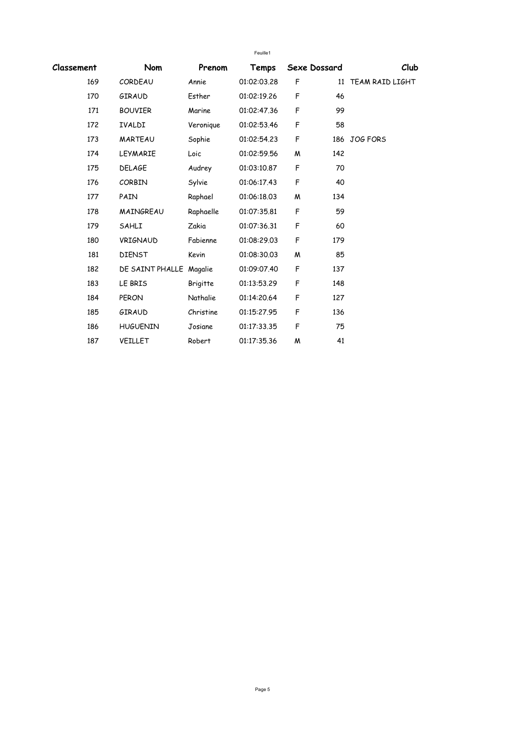| Classement | Nom | Prenom | Temps | Sexe | Dossard | Club |
|---|---|---|---|---|---|---|
| 169 | CORDEAU | Annie | 01:02:03.28 | F | 11 | TEAM RAID LIGHT |
| 170 | GIRAUD | Esther | 01:02:19.26 | F | 46 | |
| 171 | BOUVIER | Marine | 01:02:47.36 | F | 99 | |
| 172 | IVALDI | Veronique | 01:02:53.46 | F | 58 | |
| 173 | MARTEAU | Sophie | 01:02:54.23 | F | 186 | JOG FORS |
| 174 | LEYMARIE | Loic | 01:02:59.56 | M | 142 | |
| 175 | DELAGE | Audrey | 01:03:10.87 | F | 70 | |
| 176 | CORBIN | Sylvie | 01:06:17.43 | F | 40 | |
| 177 | PAIN | Raphael | 01:06:18.03 | M | 134 | |
| 178 | MAINGREAU | Raphaelle | 01:07:35.81 | F | 59 | |
| 179 | SAHLI | Zakia | 01:07:36.31 | F | 60 | |
| 180 | VRIGNAUD | Fabienne | 01:08:29.03 | F | 179 | |
| 181 | DIENST | Kevin | 01:08:30.03 | M | 85 | |
| 182 | DE SAINT PHALLE | Magalie | 01:09:07.40 | F | 137 | |
| 183 | LE BRIS | Brigitte | 01:13:53.29 | F | 148 | |
| 184 | PERON | Nathalie | 01:14:20.64 | F | 127 | |
| 185 | GIRAUD | Christine | 01:15:27.95 | F | 136 | |
| 186 | HUGUENIN | Josiane | 01:17:33.35 | F | 75 | |
| 187 | VEILLET | Robert | 01:17:35.36 | M | 41 | |